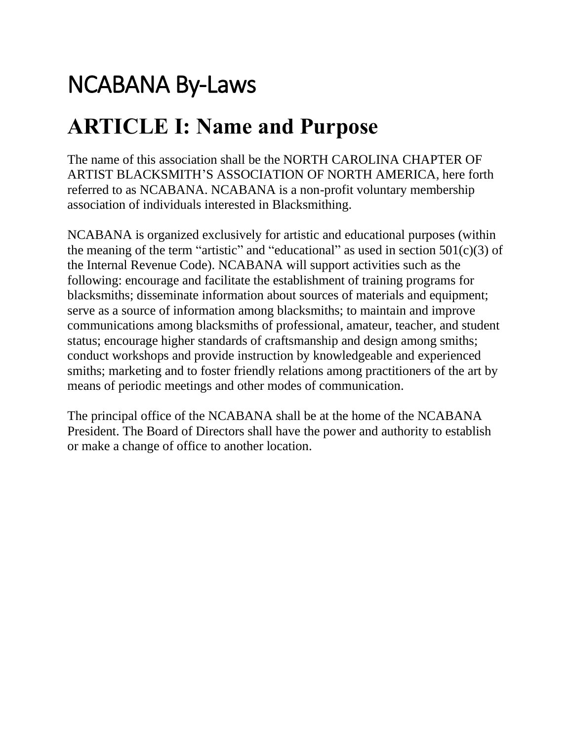# NCABANA By-Laws

## ARTICLE I: Name and Purpose

The name of this association shall be the NORTH CAROLINA CHAPTER OF ARTIST BLACKSMITH'S ASSOCIATION OF NORTH AMERICA, here forth referred to as NCABANA. NCABANA is a non-profit voluntary membership association of individuals interested in Blacksmithing.

NCABANA is organized exclusively for artistic and educational purposes (within the meaning of the term "artistic" and "educational" as used in section 501(c)(3) of the Internal Revenue Code). NCABANA will support activities such as the following: encourage and facilitate the establishment of training programs for blacksmiths; disseminate information about sources of materials and equipment; serve as a source of information among blacksmiths; to maintain and improve communications among blacksmiths of professional, amateur, teacher, and student status; encourage higher standards of craftsmanship and design among smiths; conduct workshops and provide instruction by knowledgeable and experienced smiths; marketing and to foster friendly relations among practitioners of the art by means of periodic meetings and other modes of communication.

The principal office of the NCABANA shall be at the home of the NCABANA President. The Board of Directors shall have the power and authority to establish or make a change of office to another location.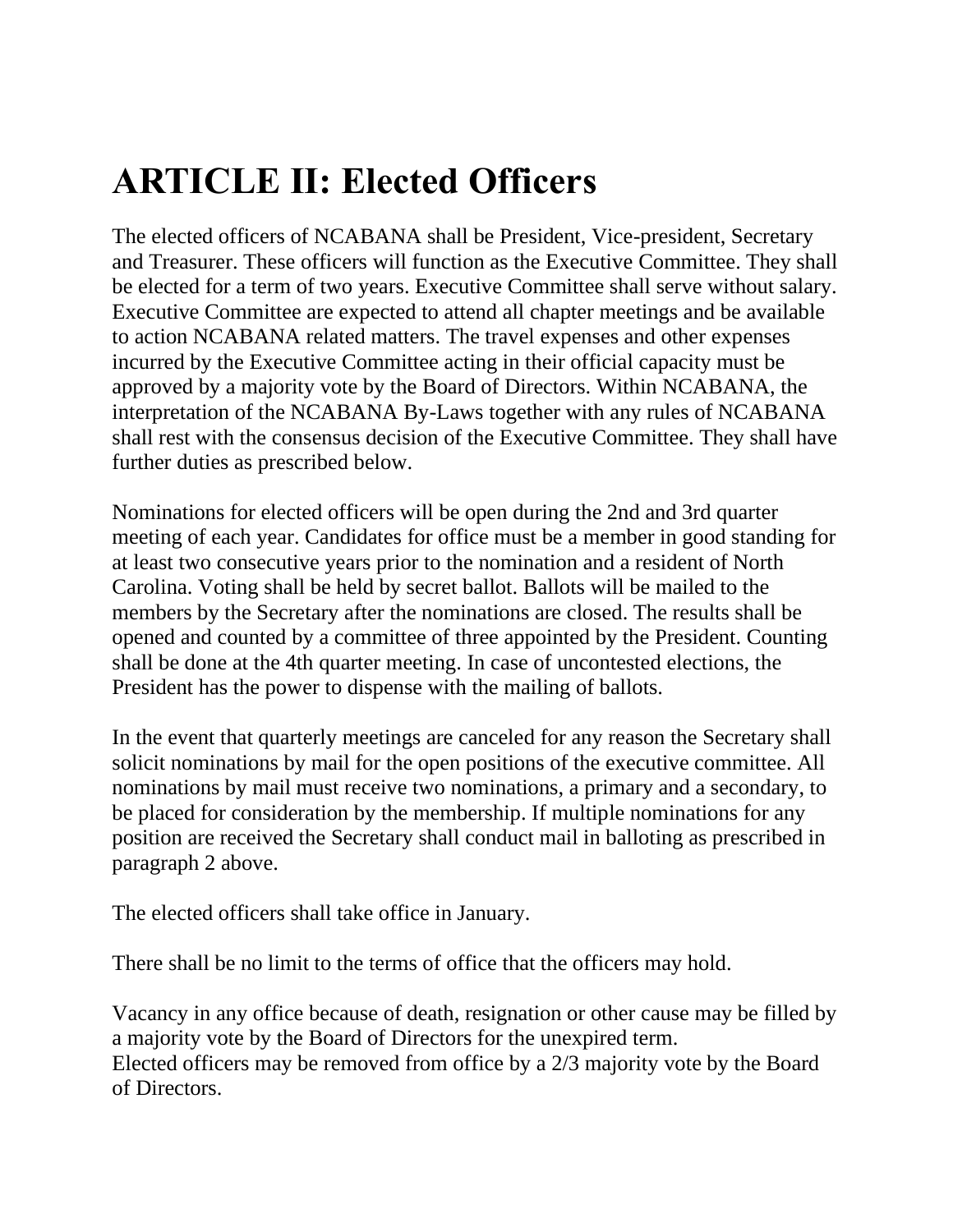# ARTICLE II: Elected Officers

The elected officers of NCABANA shall be President, Vice-president, Secretary and Treasurer. These officers will function as the Executive Committee. They shall be elected for a term of two years. Executive Committee shall serve without salary. Executive Committee are expected to attend all chapter meetings and be available to action NCABANA related matters. The travel expenses and other expenses incurred by the Executive Committee acting in their official capacity must be approved by a majority vote by the Board of Directors. Within NCABANA, the interpretation of the NCABANA By-Laws together with any rules of NCABANA shall rest with the consensus decision of the Executive Committee. They shall have further duties as prescribed below.

Nominations for elected officers will be open during the 2nd and 3rd quarter meeting of each year. Candidates for office must be a member in good standing for at least two consecutive years prior to the nomination and a resident of North Carolina. Voting shall be held by secret ballot. Ballots will be mailed to the members by the Secretary after the nominations are closed. The results shall be opened and counted by a committee of three appointed by the President. Counting shall be done at the 4th quarter meeting. In case of uncontested elections, the President has the power to dispense with the mailing of ballots.

In the event that quarterly meetings are canceled for any reason the Secretary shall solicit nominations by mail for the open positions of the executive committee. All nominations by mail must receive two nominations, a primary and a secondary, to be placed for consideration by the membership. If multiple nominations for any position are received the Secretary shall conduct mail in balloting as prescribed in paragraph 2 above.

The elected officers shall take office in January.

There shall be no limit to the terms of office that the officers may hold.

Vacancy in any office because of death, resignation or other cause may be filled by a majority vote by the Board of Directors for the unexpired term.
Elected officers may be removed from office by a 2/3 majority vote by the Board of Directors.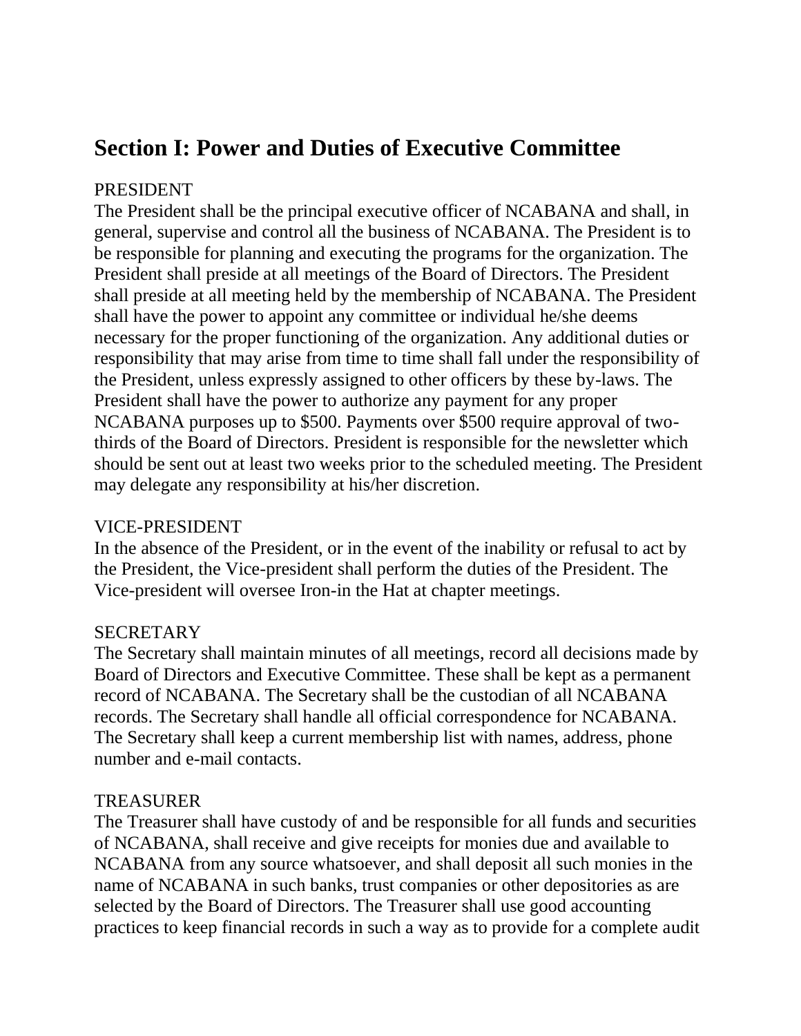## Section I: Power and Duties of Executive Committee

PRESIDENT
The President shall be the principal executive officer of NCABANA and shall, in general, supervise and control all the business of NCABANA. The President is to be responsible for planning and executing the programs for the organization. The President shall preside at all meetings of the Board of Directors. The President shall preside at all meeting held by the membership of NCABANA. The President shall have the power to appoint any committee or individual he/she deems necessary for the proper functioning of the organization. Any additional duties or responsibility that may arise from time to time shall fall under the responsibility of the President, unless expressly assigned to other officers by these by-laws. The President shall have the power to authorize any payment for any proper NCABANA purposes up to $500. Payments over $500 require approval of two-thirds of the Board of Directors. President is responsible for the newsletter which should be sent out at least two weeks prior to the scheduled meeting. The President may delegate any responsibility at his/her discretion.

VICE-PRESIDENT
In the absence of the President, or in the event of the inability or refusal to act by the President, the Vice-president shall perform the duties of the President. The Vice-president will oversee Iron-in the Hat at chapter meetings.

SECRETARY
The Secretary shall maintain minutes of all meetings, record all decisions made by Board of Directors and Executive Committee. These shall be kept as a permanent record of NCABANA. The Secretary shall be the custodian of all NCABANA records. The Secretary shall handle all official correspondence for NCABANA. The Secretary shall keep a current membership list with names, address, phone number and e-mail contacts.

TREASURER
The Treasurer shall have custody of and be responsible for all funds and securities of NCABANA, shall receive and give receipts for monies due and available to NCABANA from any source whatsoever, and shall deposit all such monies in the name of NCABANA in such banks, trust companies or other depositories as are selected by the Board of Directors. The Treasurer shall use good accounting practices to keep financial records in such a way as to provide for a complete audit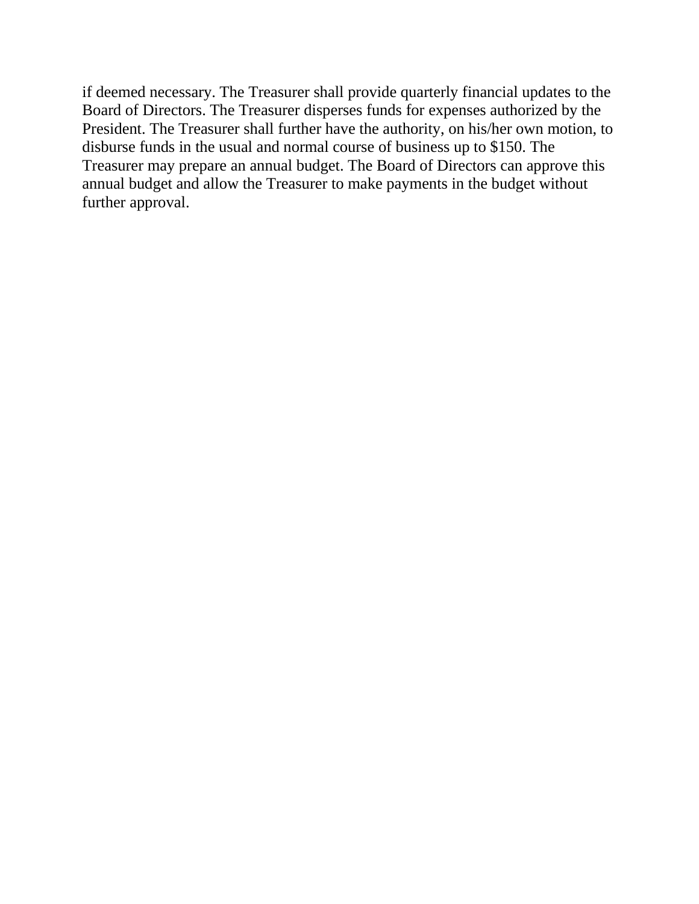if deemed necessary. The Treasurer shall provide quarterly financial updates to the Board of Directors. The Treasurer disperses funds for expenses authorized by the President. The Treasurer shall further have the authority, on his/her own motion, to disburse funds in the usual and normal course of business up to $150. The Treasurer may prepare an annual budget. The Board of Directors can approve this annual budget and allow the Treasurer to make payments in the budget without further approval.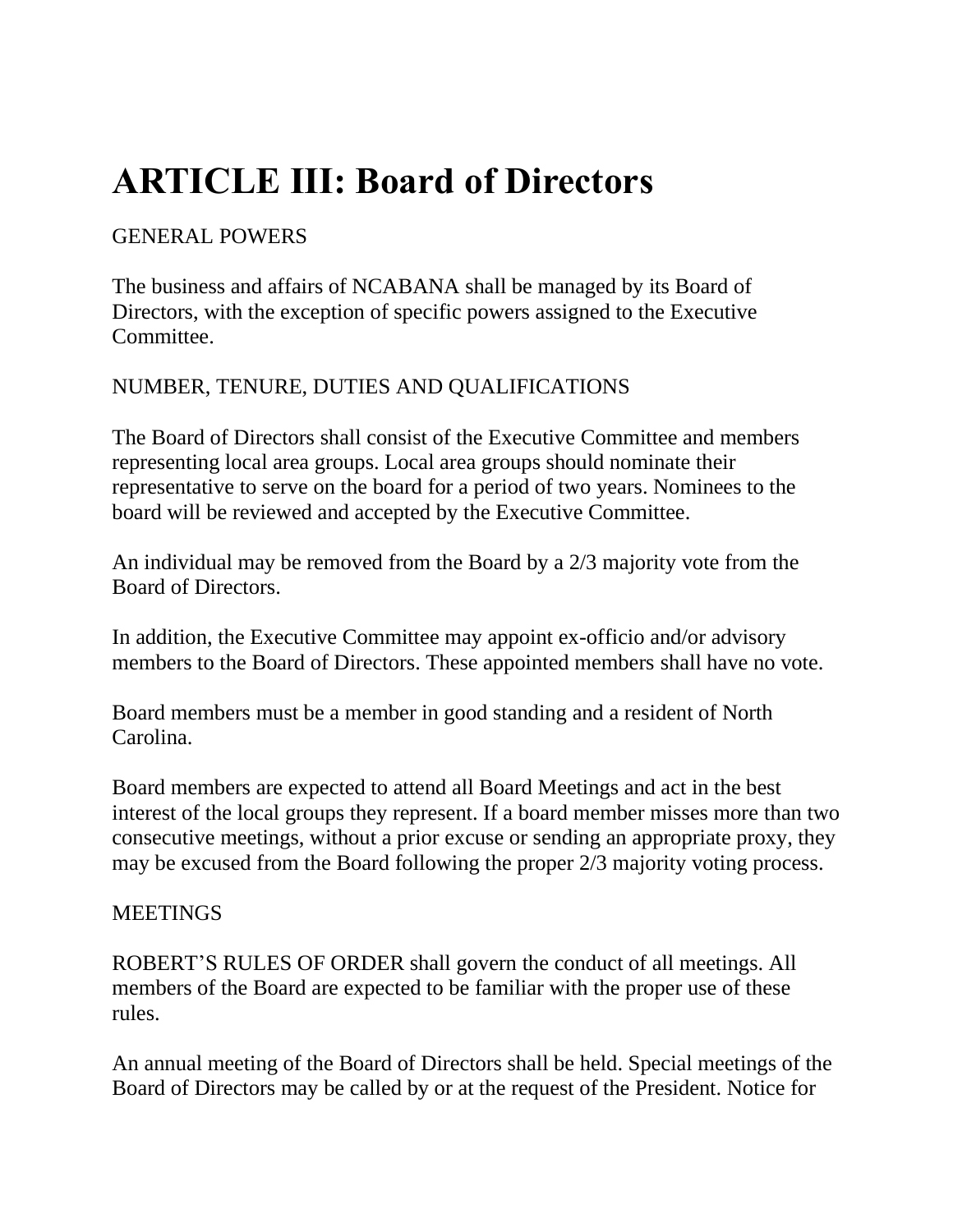# ARTICLE III: Board of Directors

GENERAL POWERS

The business and affairs of NCABANA shall be managed by its Board of Directors, with the exception of specific powers assigned to the Executive Committee.

NUMBER, TENURE, DUTIES AND QUALIFICATIONS

The Board of Directors shall consist of the Executive Committee and members representing local area groups. Local area groups should nominate their representative to serve on the board for a period of two years. Nominees to the board will be reviewed and accepted by the Executive Committee.

An individual may be removed from the Board by a 2/3 majority vote from the Board of Directors.

In addition, the Executive Committee may appoint ex-officio and/or advisory members to the Board of Directors. These appointed members shall have no vote.

Board members must be a member in good standing and a resident of North Carolina.

Board members are expected to attend all Board Meetings and act in the best interest of the local groups they represent. If a board member misses more than two consecutive meetings, without a prior excuse or sending an appropriate proxy, they may be excused from the Board following the proper 2/3 majority voting process.

MEETINGS

ROBERT'S RULES OF ORDER shall govern the conduct of all meetings. All members of the Board are expected to be familiar with the proper use of these rules.

An annual meeting of the Board of Directors shall be held. Special meetings of the Board of Directors may be called by or at the request of the President. Notice for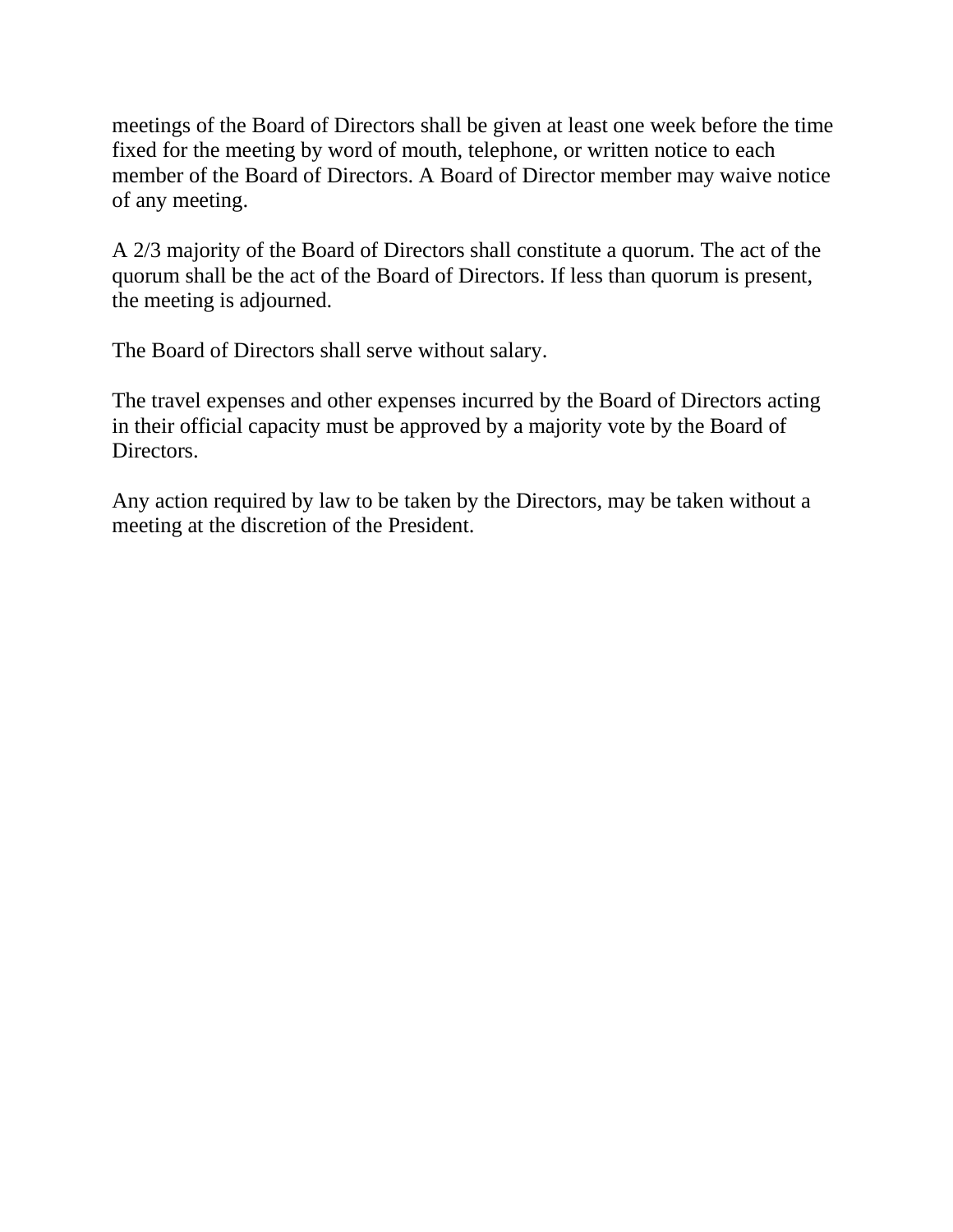meetings of the Board of Directors shall be given at least one week before the time fixed for the meeting by word of mouth, telephone, or written notice to each member of the Board of Directors. A Board of Director member may waive notice of any meeting.

A 2/3 majority of the Board of Directors shall constitute a quorum. The act of the quorum shall be the act of the Board of Directors. If less than quorum is present, the meeting is adjourned.

The Board of Directors shall serve without salary.

The travel expenses and other expenses incurred by the Board of Directors acting in their official capacity must be approved by a majority vote by the Board of Directors.

Any action required by law to be taken by the Directors, may be taken without a meeting at the discretion of the President.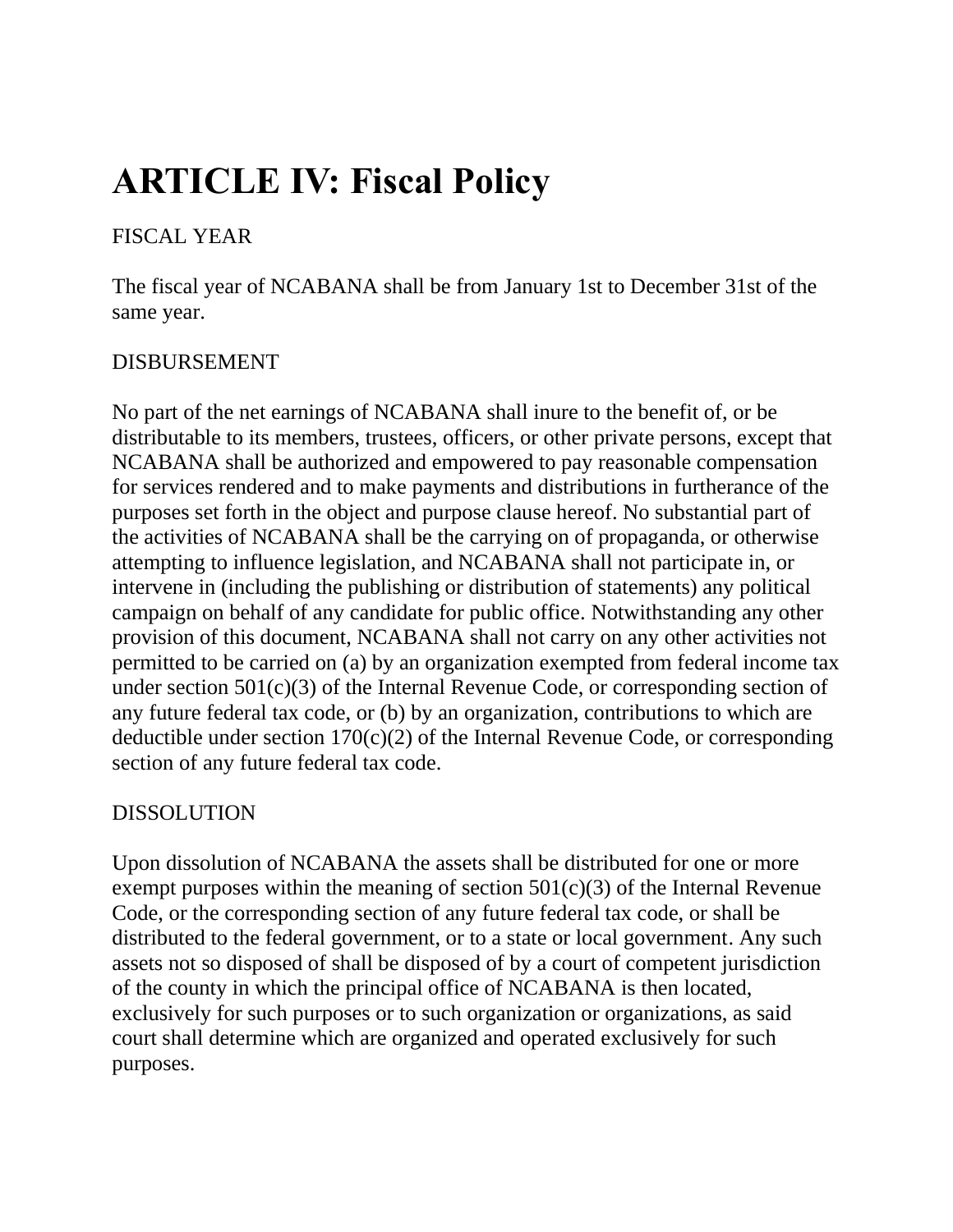# ARTICLE IV: Fiscal Policy

FISCAL YEAR

The fiscal year of NCABANA shall be from January 1st to December 31st of the same year.

DISBURSEMENT

No part of the net earnings of NCABANA shall inure to the benefit of, or be distributable to its members, trustees, officers, or other private persons, except that NCABANA shall be authorized and empowered to pay reasonable compensation for services rendered and to make payments and distributions in furtherance of the purposes set forth in the object and purpose clause hereof. No substantial part of the activities of NCABANA shall be the carrying on of propaganda, or otherwise attempting to influence legislation, and NCABANA shall not participate in, or intervene in (including the publishing or distribution of statements) any political campaign on behalf of any candidate for public office. Notwithstanding any other provision of this document, NCABANA shall not carry on any other activities not permitted to be carried on (a) by an organization exempted from federal income tax under section 501(c)(3) of the Internal Revenue Code, or corresponding section of any future federal tax code, or (b) by an organization, contributions to which are deductible under section 170(c)(2) of the Internal Revenue Code, or corresponding section of any future federal tax code.

DISSOLUTION

Upon dissolution of NCABANA the assets shall be distributed for one or more exempt purposes within the meaning of section 501(c)(3) of the Internal Revenue Code, or the corresponding section of any future federal tax code, or shall be distributed to the federal government, or to a state or local government. Any such assets not so disposed of shall be disposed of by a court of competent jurisdiction of the county in which the principal office of NCABANA is then located, exclusively for such purposes or to such organization or organizations, as said court shall determine which are organized and operated exclusively for such purposes.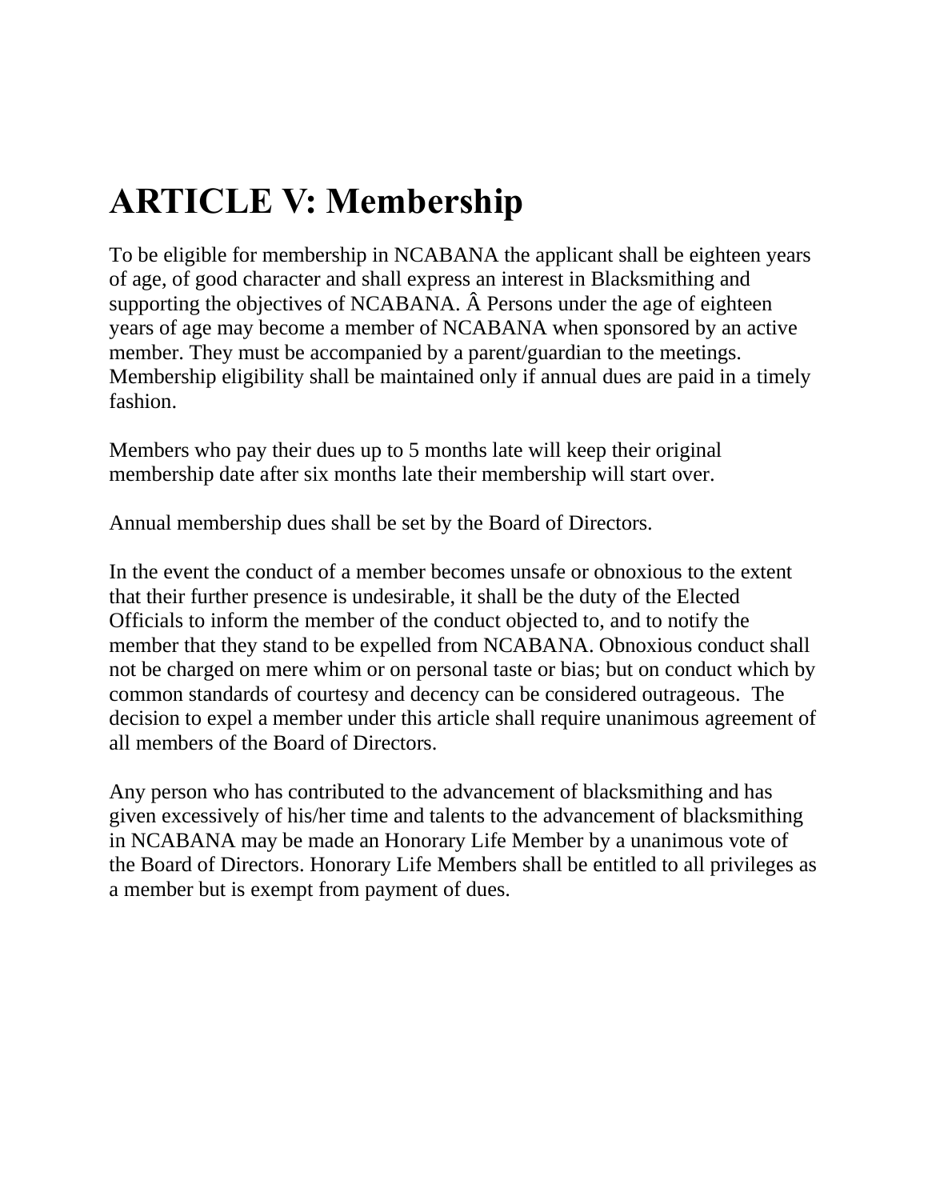# ARTICLE V: Membership

To be eligible for membership in NCABANA the applicant shall be eighteen years of age, of good character and shall express an interest in Blacksmithing and supporting the objectives of NCABANA. Â Persons under the age of eighteen years of age may become a member of NCABANA when sponsored by an active member. They must be accompanied by a parent/guardian to the meetings. Membership eligibility shall be maintained only if annual dues are paid in a timely fashion.

Members who pay their dues up to 5 months late will keep their original membership date after six months late their membership will start over.

Annual membership dues shall be set by the Board of Directors.

In the event the conduct of a member becomes unsafe or obnoxious to the extent that their further presence is undesirable, it shall be the duty of the Elected Officials to inform the member of the conduct objected to, and to notify the member that they stand to be expelled from NCABANA. Obnoxious conduct shall not be charged on mere whim or on personal taste or bias; but on conduct which by common standards of courtesy and decency can be considered outrageous. The decision to expel a member under this article shall require unanimous agreement of all members of the Board of Directors.

Any person who has contributed to the advancement of blacksmithing and has given excessively of his/her time and talents to the advancement of blacksmithing in NCABANA may be made an Honorary Life Member by a unanimous vote of the Board of Directors. Honorary Life Members shall be entitled to all privileges as a member but is exempt from payment of dues.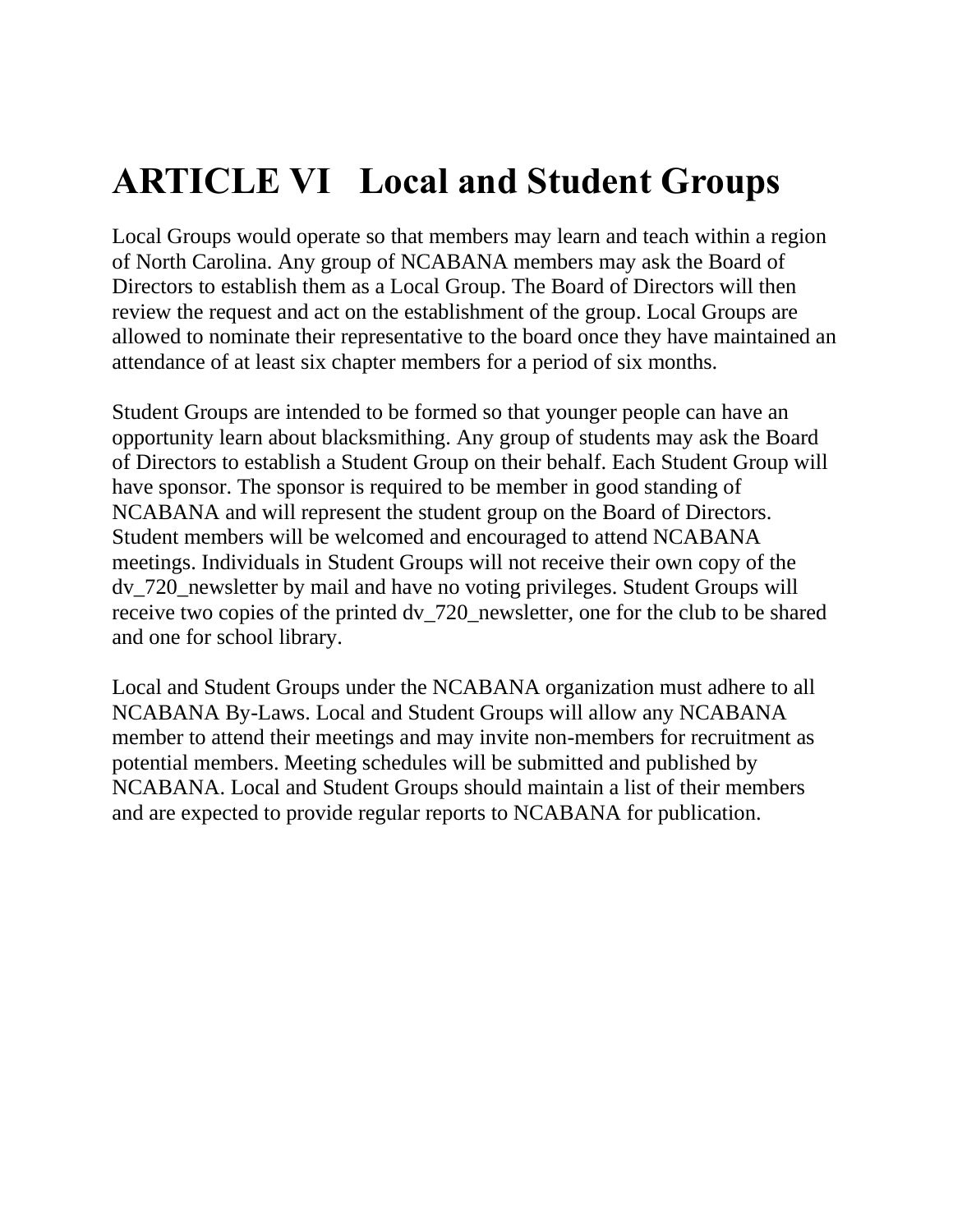# ARTICLE VI Local and Student Groups

Local Groups would operate so that members may learn and teach within a region of North Carolina. Any group of NCABANA members may ask the Board of Directors to establish them as a Local Group. The Board of Directors will then review the request and act on the establishment of the group. Local Groups are allowed to nominate their representative to the board once they have maintained an attendance of at least six chapter members for a period of six months.

Student Groups are intended to be formed so that younger people can have an opportunity learn about blacksmithing. Any group of students may ask the Board of Directors to establish a Student Group on their behalf. Each Student Group will have sponsor. The sponsor is required to be member in good standing of NCABANA and will represent the student group on the Board of Directors. Student members will be welcomed and encouraged to attend NCABANA meetings. Individuals in Student Groups will not receive their own copy of the dv_720_newsletter by mail and have no voting privileges. Student Groups will receive two copies of the printed dv_720_newsletter, one for the club to be shared and one for school library.

Local and Student Groups under the NCABANA organization must adhere to all NCABANA By-Laws. Local and Student Groups will allow any NCABANA member to attend their meetings and may invite non-members for recruitment as potential members. Meeting schedules will be submitted and published by NCABANA. Local and Student Groups should maintain a list of their members and are expected to provide regular reports to NCABANA for publication.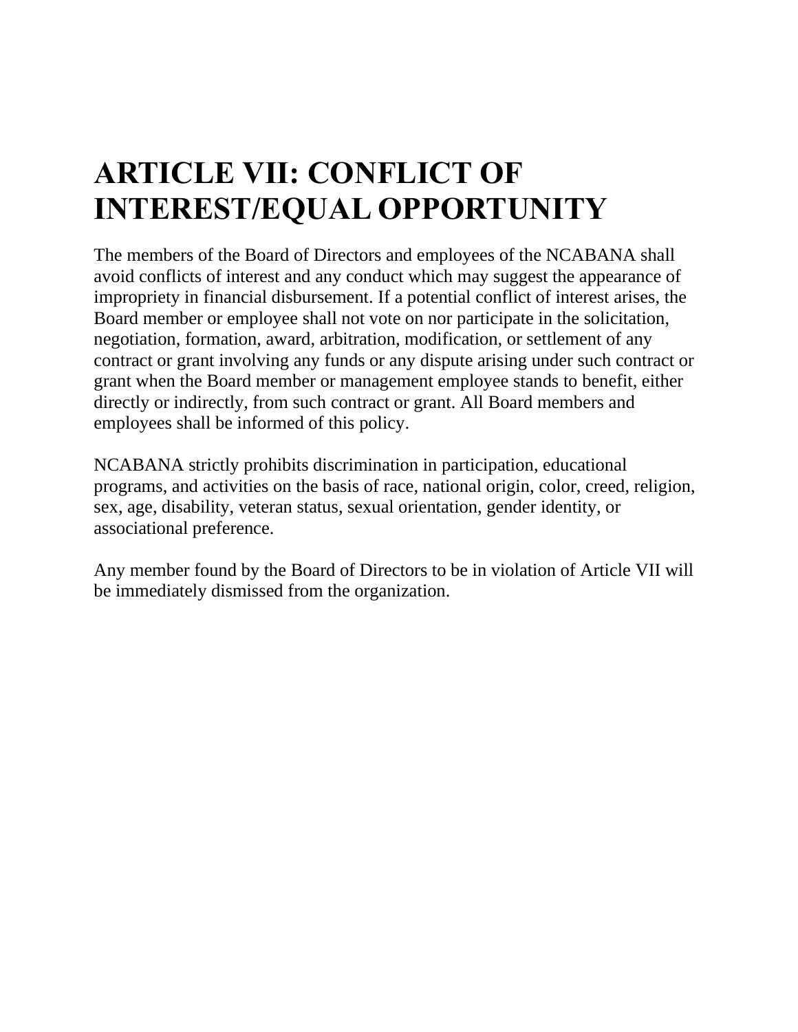# ARTICLE VII: CONFLICT OF INTEREST/EQUAL OPPORTUNITY

The members of the Board of Directors and employees of the NCABANA shall avoid conflicts of interest and any conduct which may suggest the appearance of impropriety in financial disbursement. If a potential conflict of interest arises, the Board member or employee shall not vote on nor participate in the solicitation, negotiation, formation, award, arbitration, modification, or settlement of any contract or grant involving any funds or any dispute arising under such contract or grant when the Board member or management employee stands to benefit, either directly or indirectly, from such contract or grant. All Board members and employees shall be informed of this policy.

NCABANA strictly prohibits discrimination in participation, educational programs, and activities on the basis of race, national origin, color, creed, religion, sex, age, disability, veteran status, sexual orientation, gender identity, or associational preference.

Any member found by the Board of Directors to be in violation of Article VII will be immediately dismissed from the organization.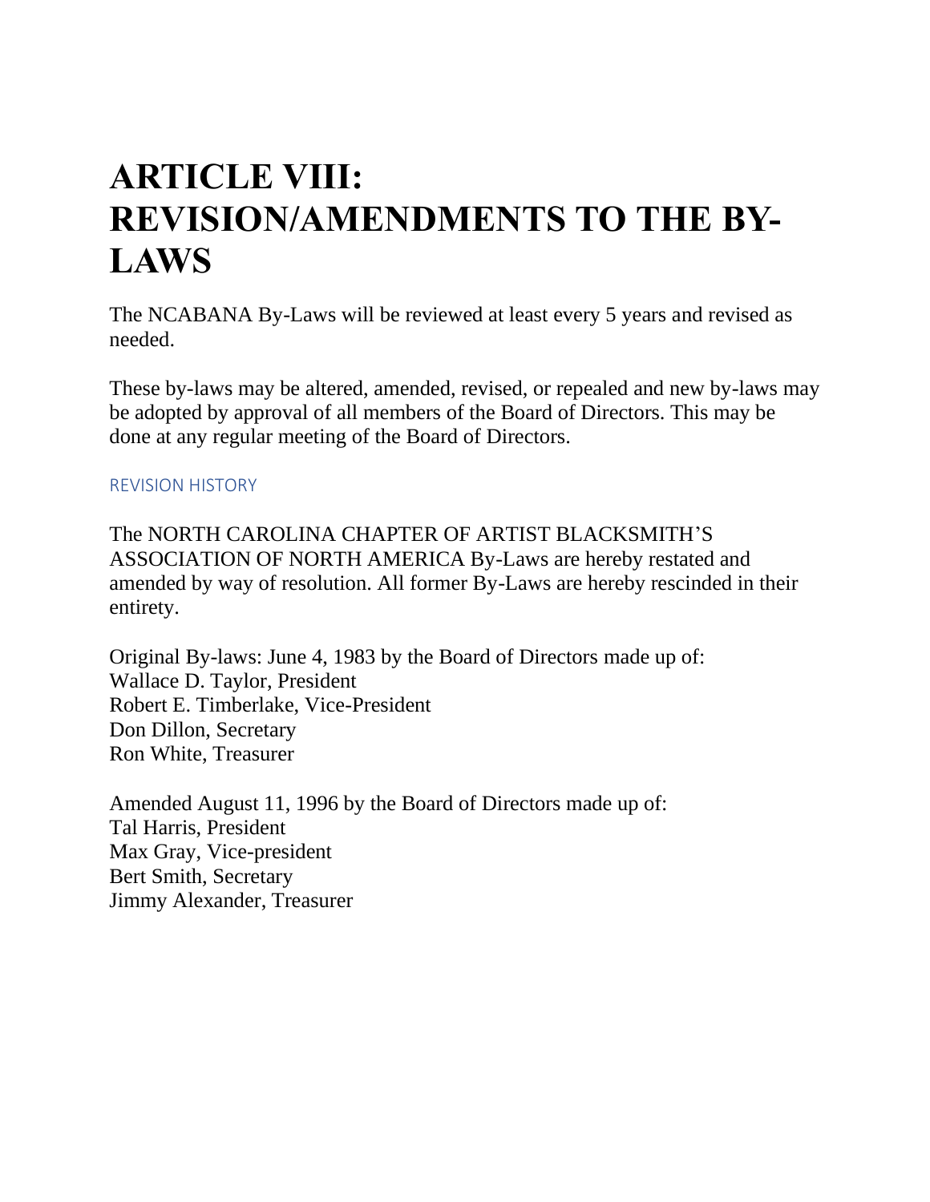# ARTICLE VIII: REVISION/AMENDMENTS TO THE BY-LAWS

The NCABANA By-Laws will be reviewed at least every 5 years and revised as needed.

These by-laws may be altered, amended, revised, or repealed and new by-laws may be adopted by approval of all members of the Board of Directors. This may be done at any regular meeting of the Board of Directors.

### REVISION HISTORY

The NORTH CAROLINA CHAPTER OF ARTIST BLACKSMITH'S ASSOCIATION OF NORTH AMERICA By-Laws are hereby restated and amended by way of resolution. All former By-Laws are hereby rescinded in their entirety.

Original By-laws: June 4, 1983 by the Board of Directors made up of:
Wallace D. Taylor, President
Robert E. Timberlake, Vice-President
Don Dillon, Secretary
Ron White, Treasurer

Amended August 11, 1996 by the Board of Directors made up of:
Tal Harris, President
Max Gray, Vice-president
Bert Smith, Secretary
Jimmy Alexander, Treasurer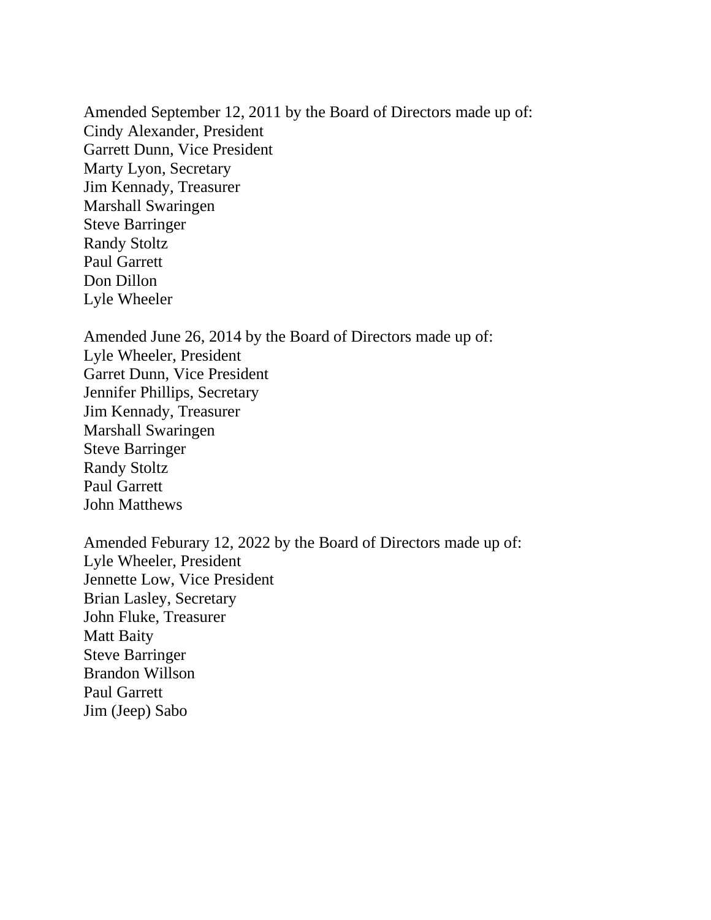Amended September 12, 2011 by the Board of Directors made up of:
Cindy Alexander, President
Garrett Dunn, Vice President
Marty Lyon, Secretary
Jim Kennady, Treasurer
Marshall Swaringen
Steve Barringer
Randy Stoltz
Paul Garrett
Don Dillon
Lyle Wheeler

Amended June 26, 2014 by the Board of Directors made up of:
Lyle Wheeler, President
Garret Dunn, Vice President
Jennifer Phillips, Secretary
Jim Kennady, Treasurer
Marshall Swaringen
Steve Barringer
Randy Stoltz
Paul Garrett
John Matthews

Amended Feburary 12, 2022 by the Board of Directors made up of:
Lyle Wheeler, President
Jennette Low, Vice President
Brian Lasley, Secretary
John Fluke, Treasurer
Matt Baity
Steve Barringer
Brandon Willson
Paul Garrett
Jim (Jeep) Sabo